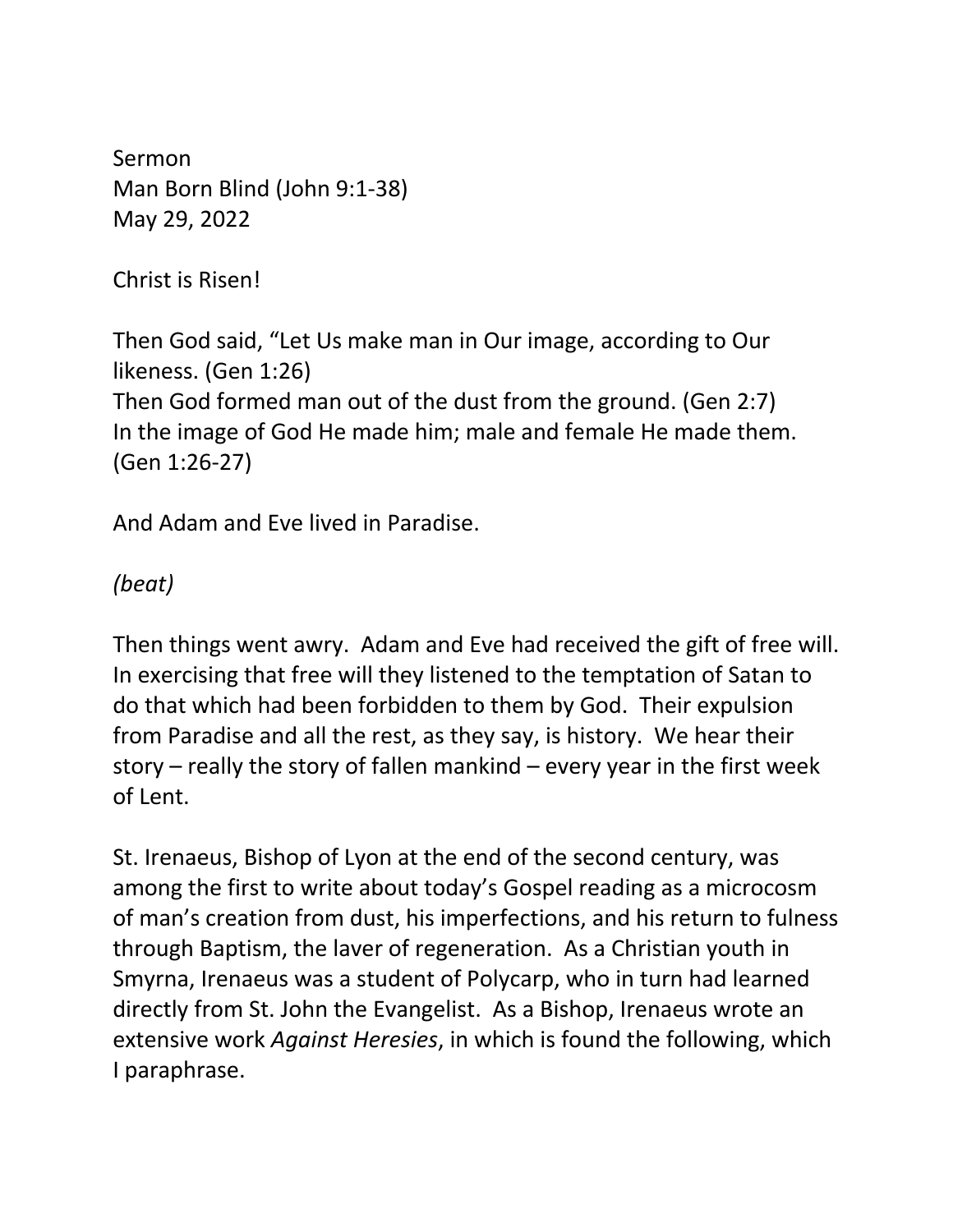Sermon
Man Born Blind (John 9:1-38)
May 29, 2022

Christ is Risen!

Then God said, "Let Us make man in Our image, according to Our likeness. (Gen 1:26)
Then God formed man out of the dust from the ground. (Gen 2:7)
In the image of God He made him; male and female He made them. (Gen 1:26-27)

And Adam and Eve lived in Paradise.

*(beat)*

Then things went awry. Adam and Eve had received the gift of free will. In exercising that free will they listened to the temptation of Satan to do that which had been forbidden to them by God. Their expulsion from Paradise and all the rest, as they say, is history. We hear their story – really the story of fallen mankind – every year in the first week of Lent.

St. Irenaeus, Bishop of Lyon at the end of the second century, was among the first to write about today's Gospel reading as a microcosm of man's creation from dust, his imperfections, and his return to fulness through Baptism, the laver of regeneration. As a Christian youth in Smyrna, Irenaeus was a student of Polycarp, who in turn had learned directly from St. John the Evangelist. As a Bishop, Irenaeus wrote an extensive work *Against Heresies*, in which is found the following, which I paraphrase.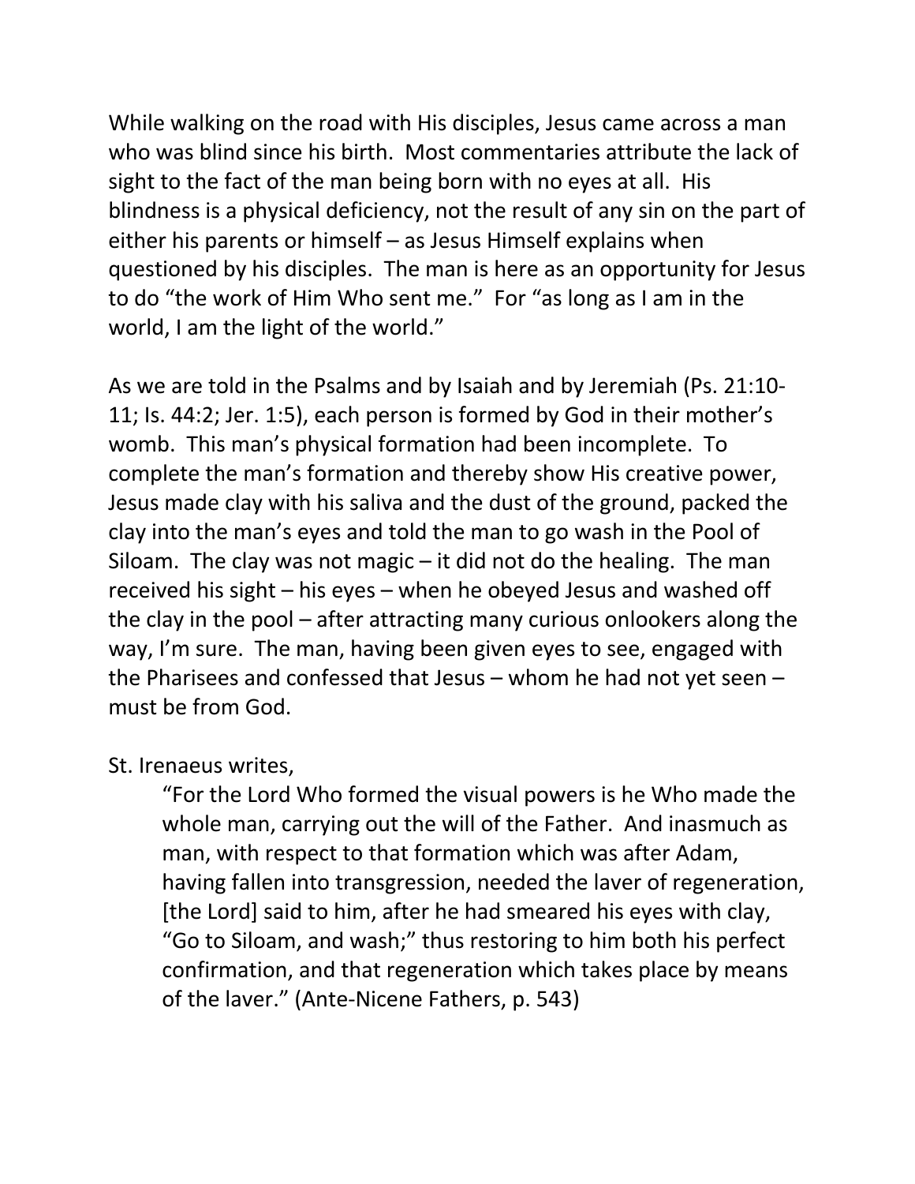While walking on the road with His disciples, Jesus came across a man who was blind since his birth. Most commentaries attribute the lack of sight to the fact of the man being born with no eyes at all. His blindness is a physical deficiency, not the result of any sin on the part of either his parents or himself – as Jesus Himself explains when questioned by his disciples. The man is here as an opportunity for Jesus to do "the work of Him Who sent me." For "as long as I am in the world, I am the light of the world."

As we are told in the Psalms and by Isaiah and by Jeremiah (Ps. 21:10-11; Is. 44:2; Jer. 1:5), each person is formed by God in their mother's womb. This man's physical formation had been incomplete. To complete the man's formation and thereby show His creative power, Jesus made clay with his saliva and the dust of the ground, packed the clay into the man's eyes and told the man to go wash in the Pool of Siloam. The clay was not magic – it did not do the healing. The man received his sight – his eyes – when he obeyed Jesus and washed off the clay in the pool – after attracting many curious onlookers along the way, I'm sure. The man, having been given eyes to see, engaged with the Pharisees and confessed that Jesus – whom he had not yet seen – must be from God.

St. Irenaeus writes,

> "For the Lord Who formed the visual powers is he Who made the whole man, carrying out the will of the Father. And inasmuch as man, with respect to that formation which was after Adam, having fallen into transgression, needed the laver of regeneration, [the Lord] said to him, after he had smeared his eyes with clay, "Go to Siloam, and wash;" thus restoring to him both his perfect confirmation, and that regeneration which takes place by means of the laver." (Ante-Nicene Fathers, p. 543)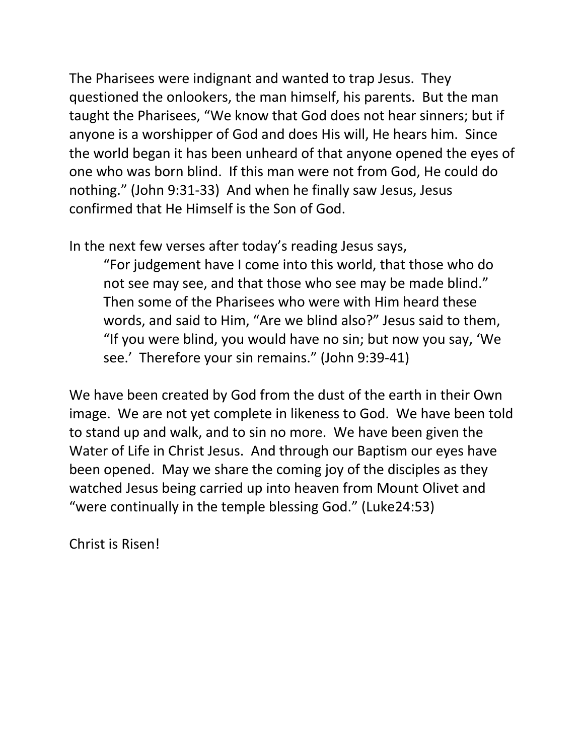The Pharisees were indignant and wanted to trap Jesus. They questioned the onlookers, the man himself, his parents. But the man taught the Pharisees, "We know that God does not hear sinners; but if anyone is a worshipper of God and does His will, He hears him. Since the world began it has been unheard of that anyone opened the eyes of one who was born blind. If this man were not from God, He could do nothing." (John 9:31-33) And when he finally saw Jesus, Jesus confirmed that He Himself is the Son of God.

In the next few verses after today's reading Jesus says,

> "For judgement have I come into this world, that those who do not see may see, and that those who see may be made blind." Then some of the Pharisees who were with Him heard these words, and said to Him, "Are we blind also?" Jesus said to them, "If you were blind, you would have no sin; but now you say, 'We see.' Therefore your sin remains." (John 9:39-41)

We have been created by God from the dust of the earth in their Own image. We are not yet complete in likeness to God. We have been told to stand up and walk, and to sin no more. We have been given the Water of Life in Christ Jesus. And through our Baptism our eyes have been opened. May we share the coming joy of the disciples as they watched Jesus being carried up into heaven from Mount Olivet and "were continually in the temple blessing God." (Luke24:53)

Christ is Risen!